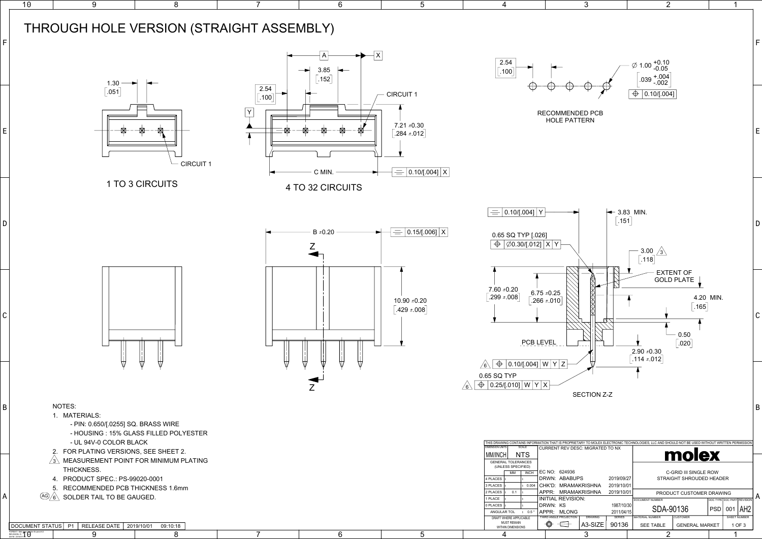# THROUGH HOLE VERSION (STRAIGHT ASSEMBLY)

1.30 [.051]

CIRCUIT 1

1 TO 3 CIRCUITS

A — X

3.85 [.152]

2.54 [.100]

Y

CIRCUIT 1

7.21 ±0.30 [.284 ±.012]

C MIN.

0.10/[.004] X

4 TO 32 CIRCUITS

2.54 [.100]

∅ 1.00 +0.10 -0.05 [.039 +.004 -.002]

⊕ 0.10/[.004]

RECOMMENDED PCB HOLE PATTERN

B ±0.20

0.15/[.006] X

Z

10.90 ±0.20 [.429 ±.008]

Z

0.10/[.004] Y

3.83 MIN. [.151]

0.65 SQ TYP [.026]

⊕ ∅0.30/[.012] X Y

3.00 [.118] (3)

EXTENT OF GOLD PLATE

7.60 ±0.20 [.299 ±.008]

6.75 ±0.25 [.266 ±.010]

4.20 MIN. [.165]

0.50 [.020]

PCB LEVEL

2.90 ±0.30 [.114 ±.012]

(6) ⊕ 0.10/[.004] W Y Z

0.65 SQ TYP

(6) ⊕ 0.25/[.010] W Y X

SECTION Z-Z

NOTES:

1. MATERIALS:
   - PIN: 0.650/[.0255] SQ. BRASS WIRE
   - HOUSING : 15% GLASS FILLED POLYESTER
   - UL 94V-0 COLOR BLACK
2. FOR PLATING VERSIONS, SEE SHEET 2.
3. MEASUREMENT POINT FOR MINIMUM PLATING THICKNESS.
4. PRODUCT SPEC.: PS-99020-0001
5. RECOMMENDED PCB THICKNESS 1.6mm
6. (AG) SOLDER TAIL TO BE GAUGED.

| DOCUMENT STATUS | P1 | RELEASE DATE | 2019/10/01 | 09:10:18 |
|---|---|---|---|---|

THIS DRAWING CONTAINS INFORMATION THAT IS PROPRIETARY TO MOLEX ELECTRONIC TECHNOLOGIES, LLC AND SHOULD NOT BE USED WITHOUT WRITTEN PERMISSION

| DIMENSION UNITS | SCALE |
|---|---|
| MM/INCH | NTS |

GENERAL TOLERANCES (UNLESS SPECIFIED)

| | MM | INCH |
|---|---|---|
| 4 PLACES | ± | ± |
| 3 PLACES | ± | ± 0.004 |
| 2 PLACES | ± 0.1 | ± |
| 1 PLACE | ± | ± |
| 0 PLACES | ± | ± |
| ANGULAR TOL | | ± 0.5° |

DRAFT WHERE APPLICABLE MUST REMAIN WITHIN DIMENSIONS

CURRENT REV DESC: MIGRATED TO NX

| | | |
|---|---|---|
| EC NO: | 624936 | |
| DRWN: | ABABUPS | 2019/09/27 |
| CHK'D: | MRAMAKRISHNA | 2019/10/01 |
| APPR: | MRAMAKRISHNA | 2019/10/01 |
| INITIAL REVISION: | | |
| DRWN: | KS | 1987/10/30 |
| APPR: | MLONG | 2011/04/15 |

| THIRD ANGLE PROJECTION | DRAWING | SERIES |
|---|---|---|
| | A3-SIZE | 90136 |

molex

C-GRID III SINGLE ROW STRAIGHT SHROUDED HEADER

PRODUCT CUSTOMER DRAWING

| DOCUMENT NUMBER | DOC TYPE | DOC PART | REVISION |
|---|---|---|---|
| SDA-90136 | PSD | 001 | AH2 |

| MATERIAL NUMBER | CUSTOMER | SHEET NUMBER |
|---|---|---|
| SEE TABLE | GENERAL MARKET | 1 OF 3 |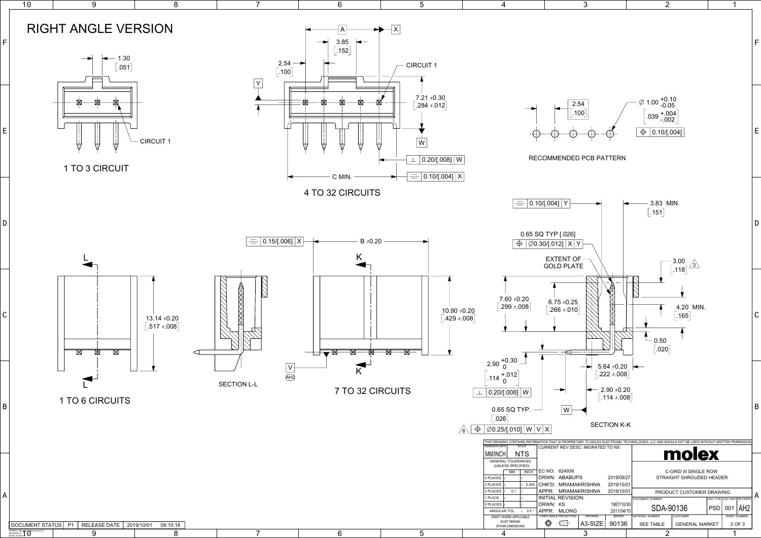# RIGHT ANGLE VERSION

1.30 [.051]

CIRCUIT 1

1 TO 3 CIRCUIT

A, X, 3.85 [.152], 2.54 [.100], Y, CIRCUIT 1, 7.21 ±0.30 [.284 ±.012], W, ⊥ 0.20/[.008] W, C MIN., ≡ 0.10/[.004] X

4 TO 32 CIRCUITS

2.54 [.100]

∅ 1.00 +0.10 -0.05 [.039 +.004 -.002]

⊕ 0.10/[.004]

RECOMMENDED PCB PATTERN

L, 13.14 ±0.20 [.517 ±.008], L

1 TO 6 CIRCUITS

SECTION L-L

≡ 0.15/[.006] X, B ±0.20, K, 10.90 ±0.20 [.429 ±.008], V (AH2), K

7 TO 32 CIRCUITS

≡ 0.10/[.004] Y, 3.83 MIN. [.151]

0.65 SQ TYP [.026]

⊕ ∅0.30/[.012] X Y

EXTENT OF GOLD PLATE

3.00 [.118] (3)

7.60 ±0.20 [.299 ±.008], 6.75 ±0.25 [.266 ±.010], 4.20 MIN. [.165], 0.50 [.020]

2.90 +0.30 0 [.114 +.012 0], 5.64 ±0.20 [.222 ±.008], 2.90 ±0.20 [.114 ±.008]

⊥ 0.20/[.008] W

0.65 SQ TYP. [.026], W

(6) ⊕ ∅0.25/[.010] W V X

SECTION K-K

THIS DRAWING CONTAINS INFORMATION THAT IS PROPRIETARY TO MOLEX ELECTRONIC TECHNOLOGIES, LLC AND SHOULD NOT BE USED WITHOUT WRITTEN PERMISSION

| DIMENSION UNITS | SCALE | CURRENT REV DESC: MIGRATED TO NX | | molex |
|---|---|---|---|---|
| MM/INCH | NTS | | | |
| GENERAL TOLERANCES (UNLESS SPECIFIED) | | EC NO: 624936 | | C-GRID III SINGLE ROW STRAIGHT SHROUDED HEADER |
| | MM / INCH | DRWN: ABABUPS | 2019/09/27 | |
| 4 PLACES | ± / ± | CHK'D: MRAMAKRISHNA | 2019/10/01 | |
| 3 PLACES | ± / ± 0.004 | APPR: MRAMAKRISHNA | 2019/10/01 | PRODUCT CUSTOMER DRAWING |
| 2 PLACES | ± 0.1 / ± | INITIAL REVISION: | | DOCUMENT NUMBER: SDA-90136 / DOC TYPE: PSD / DOC PART: 001 / REVISION: AH2 |
| 1 PLACE | ± / ± | DRWN: KS | 1987/10/30 | |
| 0 PLACES | ± / ± | APPR: MLONG | 2011/04/15 | |
| ANGULAR TOL | ± 0.5° | THIRD ANGLE PROJECTION / DRAWING: A3-SIZE | SERIES: 90136 | MATERIAL NUMBER: SEE TABLE / CUSTOMER: GENERAL MARKET / SHEET NUMBER: 2 OF 3 |
| DRAFT WHERE APPLICABLE MUST REMAIN WITHIN DIMENSIONS | | | | |

| DOCUMENT STATUS | P1 | RELEASE DATE | 2019/10/01 09:10:18 |
|---|---|---|---|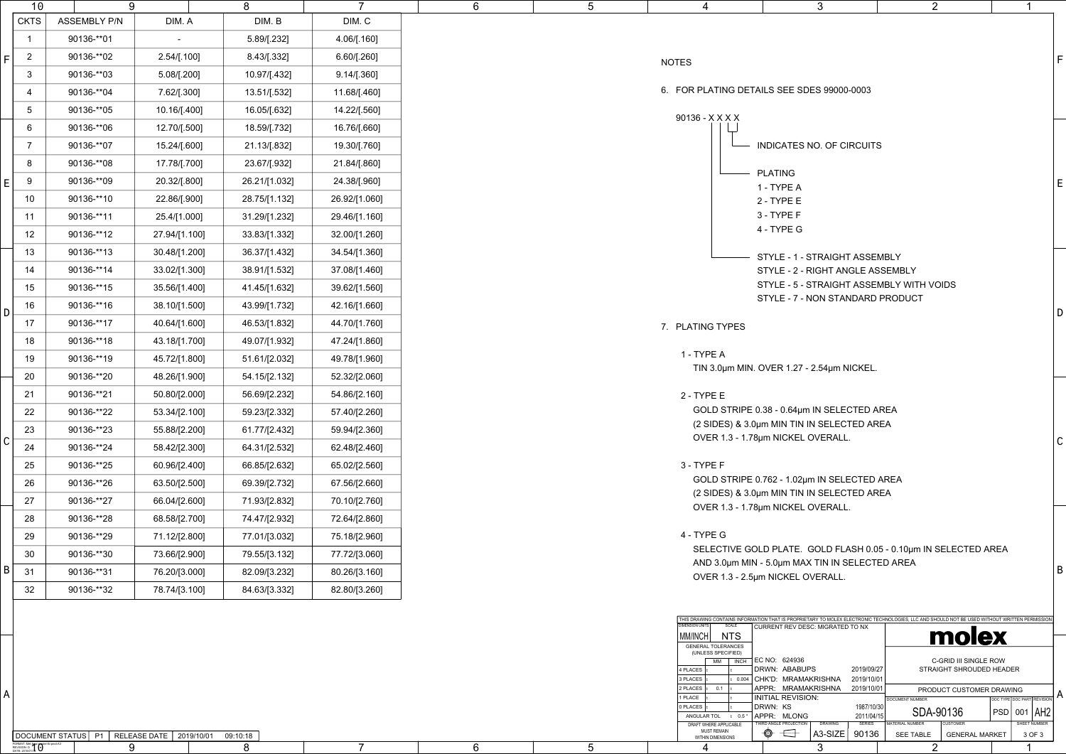| CKTS | ASSEMBLY P/N | DIM. A | DIM. B | DIM. C |
|---|---|---|---|---|
| 1 | 90136-**01 | - | 5.89/[.232] | 4.06/[.160] |
| 2 | 90136-**02 | 2.54/[.100] | 8.43/[.332] | 6.60/[.260] |
| 3 | 90136-**03 | 5.08/[.200] | 10.97/[.432] | 9.14/[.360] |
| 4 | 90136-**04 | 7.62/[.300] | 13.51/[.532] | 11.68/[.460] |
| 5 | 90136-**05 | 10.16/[.400] | 16.05/[.632] | 14.22/[.560] |
| 6 | 90136-**06 | 12.70/[.500] | 18.59/[.732] | 16.76/[.660] |
| 7 | 90136-**07 | 15.24/[.600] | 21.13/[.832] | 19.30/[.760] |
| 8 | 90136-**08 | 17.78/[.700] | 23.67/[.932] | 21.84/[.860] |
| 9 | 90136-**09 | 20.32/[.800] | 26.21/[1.032] | 24.38/[.960] |
| 10 | 90136-**10 | 22.86/[.900] | 28.75/[1.132] | 26.92/[1.060] |
| 11 | 90136-**11 | 25.4/[1.000] | 31.29/[1.232] | 29.46/[1.160] |
| 12 | 90136-**12 | 27.94/[1.100] | 33.83/[1.332] | 32.00/[1.260] |
| 13 | 90136-**13 | 30.48/[1.200] | 36.37/[1.432] | 34.54/[1.360] |
| 14 | 90136-**14 | 33.02/[1.300] | 38.91/[1.532] | 37.08/[1.460] |
| 15 | 90136-**15 | 35.56/[1.400] | 41.45/[1.632] | 39.62/[1.560] |
| 16 | 90136-**16 | 38.10/[1.500] | 43.99/[1.732] | 42.16/[1.660] |
| 17 | 90136-**17 | 40.64/[1.600] | 46.53/[1.832] | 44.70/[1.760] |
| 18 | 90136-**18 | 43.18/[1.700] | 49.07/[1.932] | 47.24/[1.860] |
| 19 | 90136-**19 | 45.72/[1.800] | 51.61/[2.032] | 49.78/[1.960] |
| 20 | 90136-**20 | 48.26/[1.900] | 54.15/[2.132] | 52.32/[2.060] |
| 21 | 90136-**21 | 50.80/[2.000] | 56.69/[2.232] | 54.86/[2.160] |
| 22 | 90136-**22 | 53.34/[2.100] | 59.23/[2.332] | 57.40/[2.260] |
| 23 | 90136-**23 | 55.88/[2.200] | 61.77/[2.432] | 59.94/[2.360] |
| 24 | 90136-**24 | 58.42/[2.300] | 64.31/[2.532] | 62.48/[2.460] |
| 25 | 90136-**25 | 60.96/[2.400] | 66.85/[2.632] | 65.02/[2.560] |
| 26 | 90136-**26 | 63.50/[2.500] | 69.39/[2.732] | 67.56/[2.660] |
| 27 | 90136-**27 | 66.04/[2.600] | 71.93/[2.832] | 70.10/[2.760] |
| 28 | 90136-**28 | 68.58/[2.700] | 74.47/[2.932] | 72.64/[2.860] |
| 29 | 90136-**29 | 71.12/[2.800] | 77.01/[3.032] | 75.18/[2.960] |
| 30 | 90136-**30 | 73.66/[2.900] | 79.55/[3.132] | 77.72/[3.060] |
| 31 | 90136-**31 | 76.20/[3.000] | 82.09/[3.232] | 80.26/[3.160] |
| 32 | 90136-**32 | 78.74/[3.100] | 84.63/[3.332] | 82.80/[3.260] |

NOTES

6. FOR PLATING DETAILS SEE SDES 99000-0003

90136 - X X X X

- INDICATES NO. OF CIRCUITS
- PLATING
  - 1 - TYPE A
  - 2 - TYPE E
  - 3 - TYPE F
  - 4 - TYPE G
- STYLE - 1 - STRAIGHT ASSEMBLY
  STYLE - 2 - RIGHT ANGLE ASSEMBLY
  STYLE - 5 - STRAIGHT ASSEMBLY WITH VOIDS
  STYLE - 7 - NON STANDARD PRODUCT

7. PLATING TYPES

1 - TYPE A
TIN 3.0µm MIN. OVER 1.27 - 2.54µm NICKEL.

2 - TYPE E
GOLD STRIPE 0.38 - 0.64µm IN SELECTED AREA
(2 SIDES) & 3.0µm MIN TIN IN SELECTED AREA
OVER 1.3 - 1.78µm NICKEL OVERALL.

3 - TYPE F
GOLD STRIPE 0.762 - 1.02µm IN SELECTED AREA
(2 SIDES) & 3.0µm MIN TIN IN SELECTED AREA
OVER 1.3 - 1.78µm NICKEL OVERALL.

4 - TYPE G
SELECTIVE GOLD PLATE. GOLD FLASH 0.05 - 0.10µm IN SELECTED AREA
AND 3.0µm MIN - 5.0µm MAX TIN IN SELECTED AREA
OVER 1.3 - 2.5µm NICKEL OVERALL.

THIS DRAWING CONTAINS INFORMATION THAT IS PROPRIETARY TO MOLEX ELECTRONIC TECHNOLOGIES, LLC AND SHOULD NOT BE USED WITHOUT WRITTEN PERMISSION

| DIMENSION UNITS | SCALE | CURRENT REV DESC: MIGRATED TO NX | |
|---|---|---|---|
| MM/INCH | NTS | | |
| GENERAL TOLERANCES (UNLESS SPECIFIED) | | EC NO: 624936 | |
| 4 PLACES ± | | DRWN: ABABUPS | 2019/09/27 |
| 3 PLACES ± | ± 0.004 | CHK'D: MRAMAKRISHNA | 2019/10/01 |
| 2 PLACES ± 0.1 | | APPR: MRAMAKRISHNA | 2019/10/01 |
| 1 PLACE ± | | INITIAL REVISION: | |
| 0 PLACES ± | | DRWN: KS | 1987/10/30 |
| ANGULAR TOL ± 0.5° | | APPR: MLONG | 2011/04/15 |
| DRAFT WHERE APPLICABLE MUST REMAIN WITHIN DIMENSIONS | THIRD ANGLE PROJECTION | DRAWING: A3-SIZE | SERIES: 90136 |

molex

C-GRID III SINGLE ROW STRAIGHT SHROUDED HEADER

PRODUCT CUSTOMER DRAWING

| DOCUMENT NUMBER | DOC TYPE | DOC PART | REVISION |
|---|---|---|---|
| SDA-90136 | PSD | 001 | AH2 |

| MATERIAL NUMBER | CUSTOMER | SHEET NUMBER |
|---|---|---|
| SEE TABLE | GENERAL MARKET | 3 OF 3 |

DOCUMENT STATUS: P1 | RELEASE DATE: 2019/10/01 09:10:18